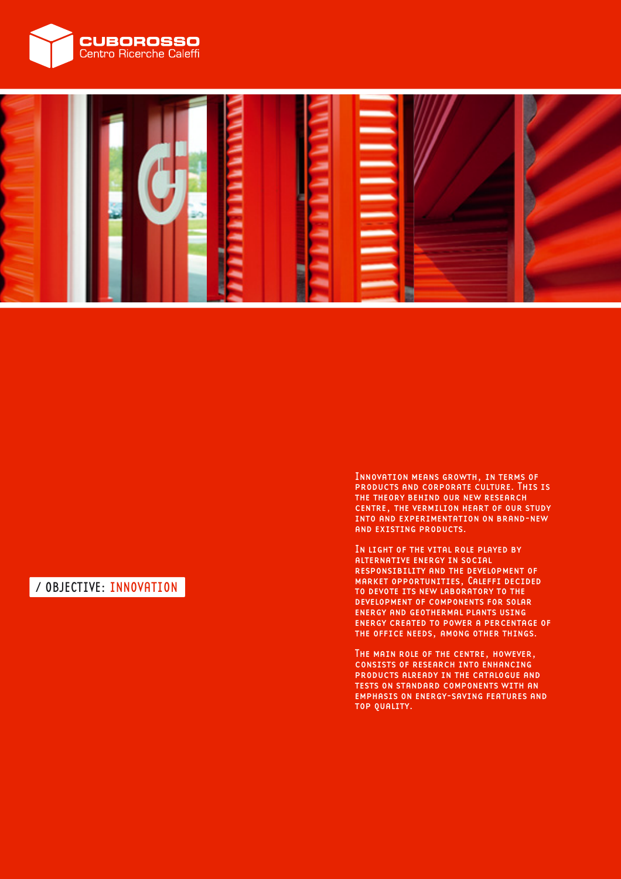**CUBOROSSO**
Centro Ricerche Caleffi

## / OBJECTIVE: INNOVATION

Innovation means growth, in terms of products and corporate culture. This is the theory behind our new research centre, the vermilion heart of our study into and experimentation on brand-new and existing products.

In light of the vital role played by alternative energy in social responsibility and the development of market opportunities, Caleffi decided to devote its new laboratory to the development of components for solar energy and geothermal plants using energy created to power a percentage of the office needs, among other things.

The main role of the centre, however, consists of research into enhancing products already in the catalogue and tests on standard components with an emphasis on energy-saving features and top quality.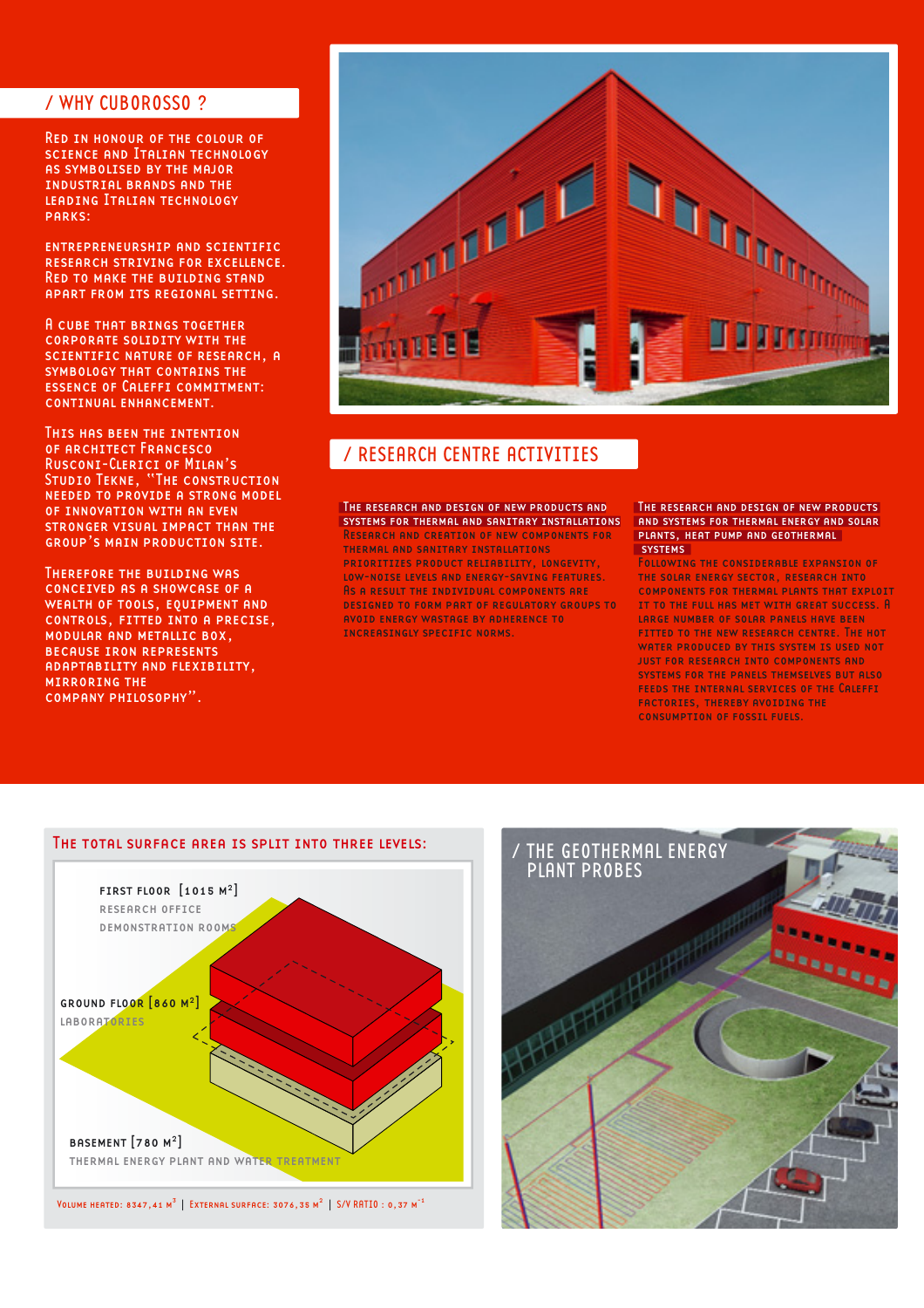## / WHY CUBOROSSO ?

Red in honour of the colour of science and Italian technology as symbolised by the major industrial brands and the leading Italian technology parks:

entrepreneurship and scientific research striving for excellence. Red to make the building stand apart from its regional setting.

A cube that brings together corporate solidity with the scientific nature of research, a symbology that contains the essence of Caleffi commitment: continual enhancement.

This has been the intention of architect Francesco Rusconi-Clerici of Milan's Studio Tekne, "The construction needed to provide a strong model of innovation with an even stronger visual impact than the group's main production site.

Therefore the building was conceived as a showcase of a wealth of tools, equipment and controls, fitted into a precise, modular and metallic box, because iron represents adaptability and flexibility, mirroring the company philosophy".

## / RESEARCH CENTRE ACTIVITIES

**The research and design of new products and systems for thermal and sanitary installations**

Research and creation of new components for thermal and sanitary installations prioritiizes product reliability, longevity, low-noise levels and energy-saving features. As a result the individual components are designed to form part of regulatory groups to avoid energy wastage by adherence to increasingly specific norms.

**The research and design of new products and systems for thermal energy and solar plants, heat pump and geothermal systems**

Following the considerable expansion of the solar energy sector, research into components for thermal plants that exploit it to the full has met with great success. A large number of solar panels have been fitted to the new research centre. The hot water produced by this system is used not just for research into components and systems for the panels themselves but also feeds the internal services of the Caleffi factories, thereby avoiding the consumption of fossil fuels.

### The total surface area is split into three levels:

**First floor [1015 m²]**
Research office
Demonstration rooms

**Ground floor [860 m²]**
Laboratories

**Basement [780 m²]**
Thermal energy plant and water treatment

Volume heated: 8347,41 m³ | External surface: 3076,35 m² | S/V ratio : 0,37 m⁻¹

## / THE GEOTHERMAL ENERGY PLANT PROBES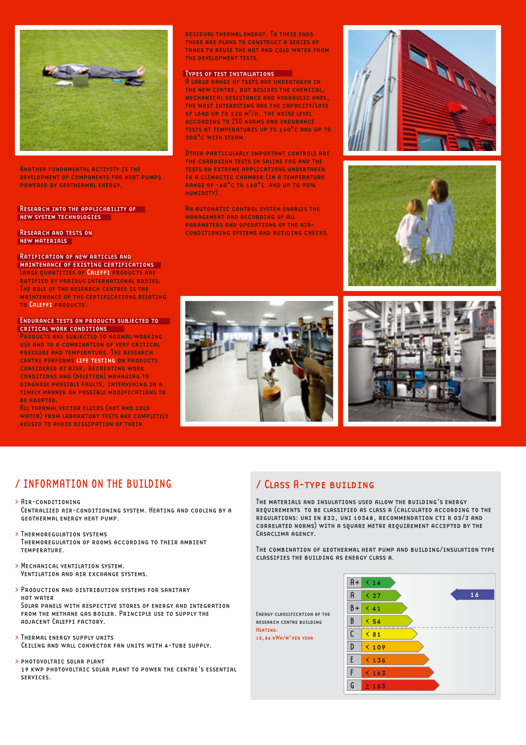Another fundamental activity is the development of components for heat pumps powered by geothermal energy.

**Research into the applicability of new system technologies**

**Research and tests on new materials**

**Ratification of new articles and maintenance of existing certifications**

Large quantities of Caleffi products are ratified by various international bodies. The role of the research centres is the maintenance of the certifications relating to Caleffi products.

**Endurance tests on products subjected to critical work conditions**

Products are subjected to normal working use and to a combination of very critical pressure and temperature. The research centre performs **life testing** on products considered at risk, recreating work conditions and (deletion) managing to diagnose possible faults, intervening in a timely manner on possible modifications to be adopted.

All thermal vector fluids (hot and cold water) from laboratory tests are completely reused to avoid dissipation of their residual thermal energy. To these ends there are plans to construct a series of tanks to reuse the hot and cold water from the development tests.

**Types of test installations**

A large range of tests are undertaken in the new centre, but besides the chemical, mechanical resistance and hydraulic ones, the most interesting are the capacity/loss of load up to 120 m³/h, the noise level according to ISO norms and endurance tests at temperatures up to 160°C and up to 200°C with steam.

Other particularly important controls are the corrosion tests in saline fog and the tests on extreme applications undertaken in a climactic chamber (in a temperature range of -40°C to 160°C and up to 95% humidity).

An automatic control system enables the management and recording of all parameters and operations of the air-conditioning systems and building checks.

## / Information on the building

> **Air-conditioning**
Centralized air-conditioning system. Heating and cooling by a geothermal energy heat pump.

> **Thermoregulation systems**
Thermoregulation of rooms according to their ambient temperature.

> **Mechanical ventilation system.**
Ventilation and air exchange systems.

> **Production and distribution systems for sanitary hot water**
Solar panels with respective stores of energy and integration from the methane gas boiler. Principle use to supply the adjacent Caleffi factory.

> **Thermal energy supply units**
Ceiling and wall convector fan units with 4-tube supply.

> **Photovoltaic solar plant**
19 kWp photovoltaic solar plant to power the centre's essential services.

## / Class A-type building

The materials and insulations used allow the building's energy requirements to be classified as class A (calculated according to the regulations: UNI EN 832, UNI 10348, recommendation CTI R 03/3 and correlated norms) with a square metre requirement accepted by the Casaclima agency.

The combination of geothermal heat pump and building/insulation type classifies the building as energy class A.

Energy classification of the research centre building
Heating:
15,86 kWh/m² per year

| Class | Limit |
|---|---|
| A+ | < 14 |
| A | < 27 (16) |
| B+ | < 41 |
| B | < 54 |
| C | < 81 |
| D | < 109 |
| E | < 136 |
| F | < 163 |
| G | ≥ 163 |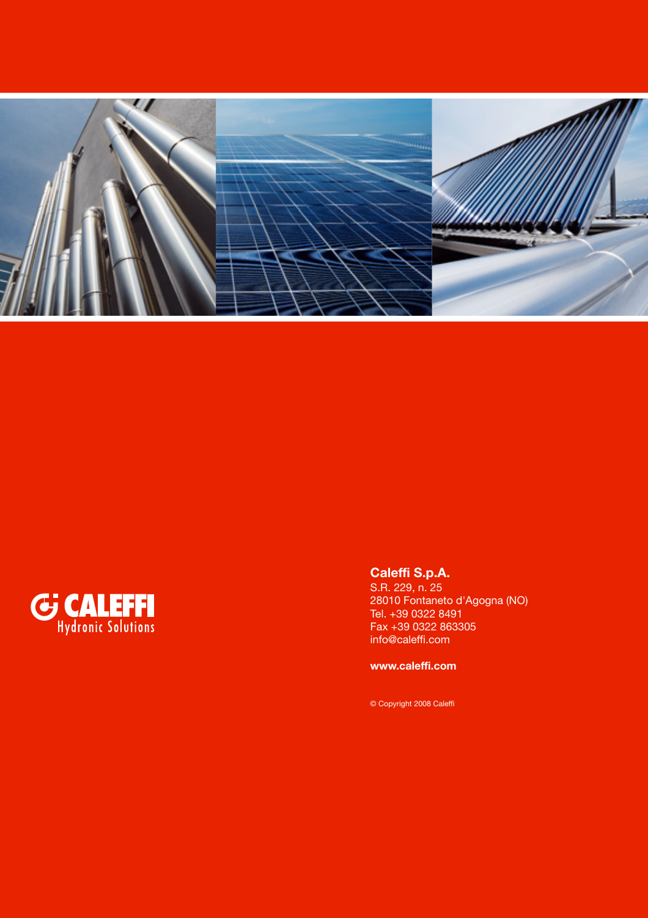CALEFFI
Hydronic Solutions

**Caleffi S.p.A.**
S.R. 229, n. 25
28010 Fontaneto d'Agogna (NO)
Tel. +39 0322 8491
Fax +39 0322 863305
info@caleffi.com

**www.caleffi.com**

© Copyright 2008 Caleffi